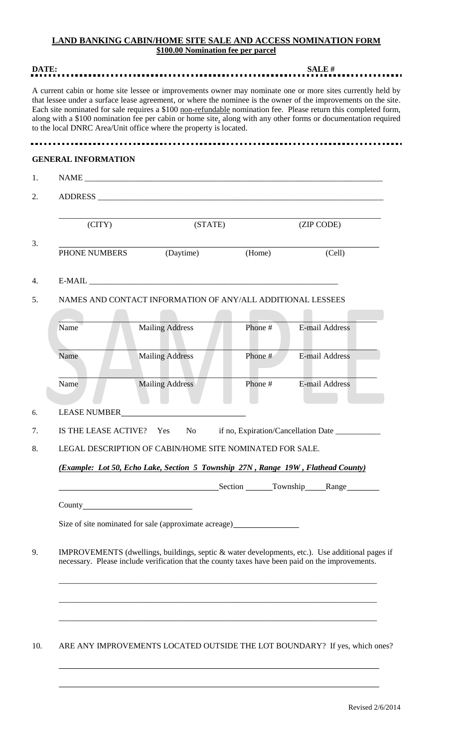**LAND BANKING CABIN/HOME SITE SALE AND ACCESS NOMINATION FORM**
**$100.00 Nomination fee per parcel**

**DATE:** **SALE #**

A current cabin or home site lessee or improvements owner may nominate one or more sites currently held by that lessee under a surface lease agreement, or where the nominee is the owner of the improvements on the site. Each site nominated for sale requires a $100 non-refundable nomination fee. Please return this completed form, along with a $100 nomination fee per cabin or home site, along with any other forms or documentation required to the local DNRC Area/Unit office where the property is located.

**GENERAL INFORMATION**

1. NAME ________________________________________________

2. ADDRESS ________________________________________________

   ________________________________________________
   (CITY) (STATE) (ZIP CODE)

3. ________________________________________________
   PHONE NUMBERS (Daytime) (Home) (Cell)

4. E-MAIL ________________________________________________

5. NAMES AND CONTACT INFORMATION OF ANY/ALL ADDITIONAL LESSEES

   | Name | Mailing Address | Phone # | E-mail Address |
   |---|---|---|---|
   | | | | |
   | | | | |
   | | | | |

6. LEASE NUMBER ____________________

7. IS THE LEASE ACTIVE? Yes No if no, Expiration/Cancellation Date ___________

8. LEGAL DESCRIPTION OF CABIN/HOME SITE NOMINATED FOR SALE.

   ***(Example: Lot 50, Echo Lake, Section 5 Township 27N , Range 19W , Flathead County)***

   ____________________ Section ______ Township _____ Range ________

   County ____________________

   Size of site nominated for sale (approximate acreage) ____________

9. IMPROVEMENTS (dwellings, buildings, septic & water developments, etc.). Use additional pages if necessary. Please include verification that the county taxes have been paid on the improvements.

   ________________________________________________

   ________________________________________________

   ________________________________________________

10. ARE ANY IMPROVEMENTS LOCATED OUTSIDE THE LOT BOUNDARY? If yes, which ones?

    ________________________________________________

    ________________________________________________

Revised 2/6/2014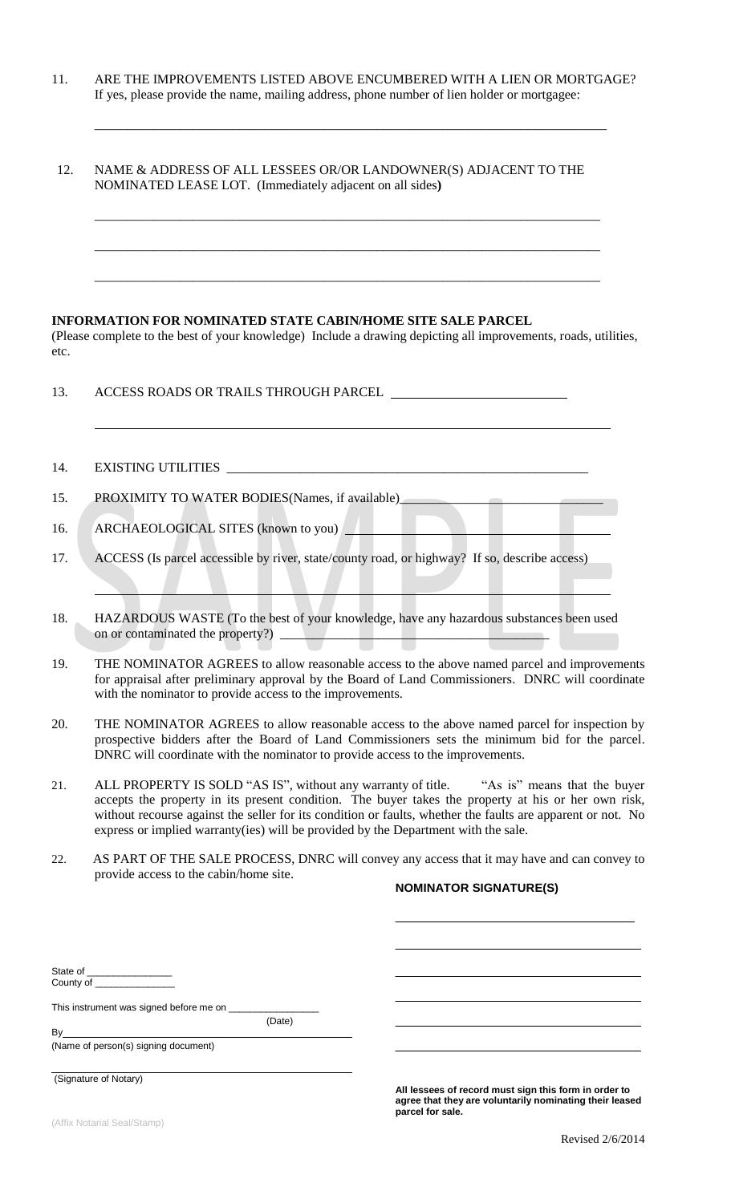11. ARE THE IMPROVEMENTS LISTED ABOVE ENCUMBERED WITH A LIEN OR MORTGAGE? If yes, please provide the name, mailing address, phone number of lien holder or mortgagee:

_______________________________________________________________________________

12. NAME & ADDRESS OF ALL LESSEES OR/OR LANDOWNER(S) ADJACENT TO THE NOMINATED LEASE LOT. (Immediately adjacent on all sides**)**

_______________________________________________________________________________

_______________________________________________________________________________

_______________________________________________________________________________

**INFORMATION FOR NOMINATED STATE CABIN/HOME SITE SALE PARCEL**

(Please complete to the best of your knowledge) Include a drawing depicting all improvements, roads, utilities, etc.

13. ACCESS ROADS OR TRAILS THROUGH PARCEL ___________________________

_______________________________________________________________________________

14. EXISTING UTILITIES _________________________________________________________

15. PROXIMITY TO WATER BODIES(Names, if available)_____________________________

16. ARCHAEOLOGICAL SITES (known to you) ___________________________________

17. ACCESS (Is parcel accessible by river, state/county road, or highway? If so, describe access)

_______________________________________________________________________________

18. HAZARDOUS WASTE (To the best of your knowledge, have any hazardous substances been used on or contaminated the property?) ___________________________________

19. THE NOMINATOR AGREES to allow reasonable access to the above named parcel and improvements for appraisal after preliminary approval by the Board of Land Commissioners. DNRC will coordinate with the nominator to provide access to the improvements.

20. THE NOMINATOR AGREES to allow reasonable access to the above named parcel for inspection by prospective bidders after the Board of Land Commissioners sets the minimum bid for the parcel. DNRC will coordinate with the nominator to provide access to the improvements.

21. ALL PROPERTY IS SOLD "AS IS", without any warranty of title. "As is" means that the buyer accepts the property in its present condition. The buyer takes the property at his or her own risk, without recourse against the seller for its condition or faults, whether the faults are apparent or not. No express or implied warranty(ies) will be provided by the Department with the sale.

22. AS PART OF THE SALE PROCESS, DNRC will convey any access that it may have and can convey to provide access to the cabin/home site.

**NOMINATOR SIGNATURE(S)**

_______________________________________

_______________________________________

_______________________________________

_______________________________________

_______________________________________

_______________________________________

State of _______________

County of ______________

This instrument was signed before me on ________________ (Date)

By_______________________________________________

(Name of person(s) signing document)

_______________________________________________

(Signature of Notary)

(Affix Notarial Seal/Stamp)

**All lessees of record must sign this form in order to agree that they are voluntarily nominating their leased parcel for sale.**

Revised 2/6/2014